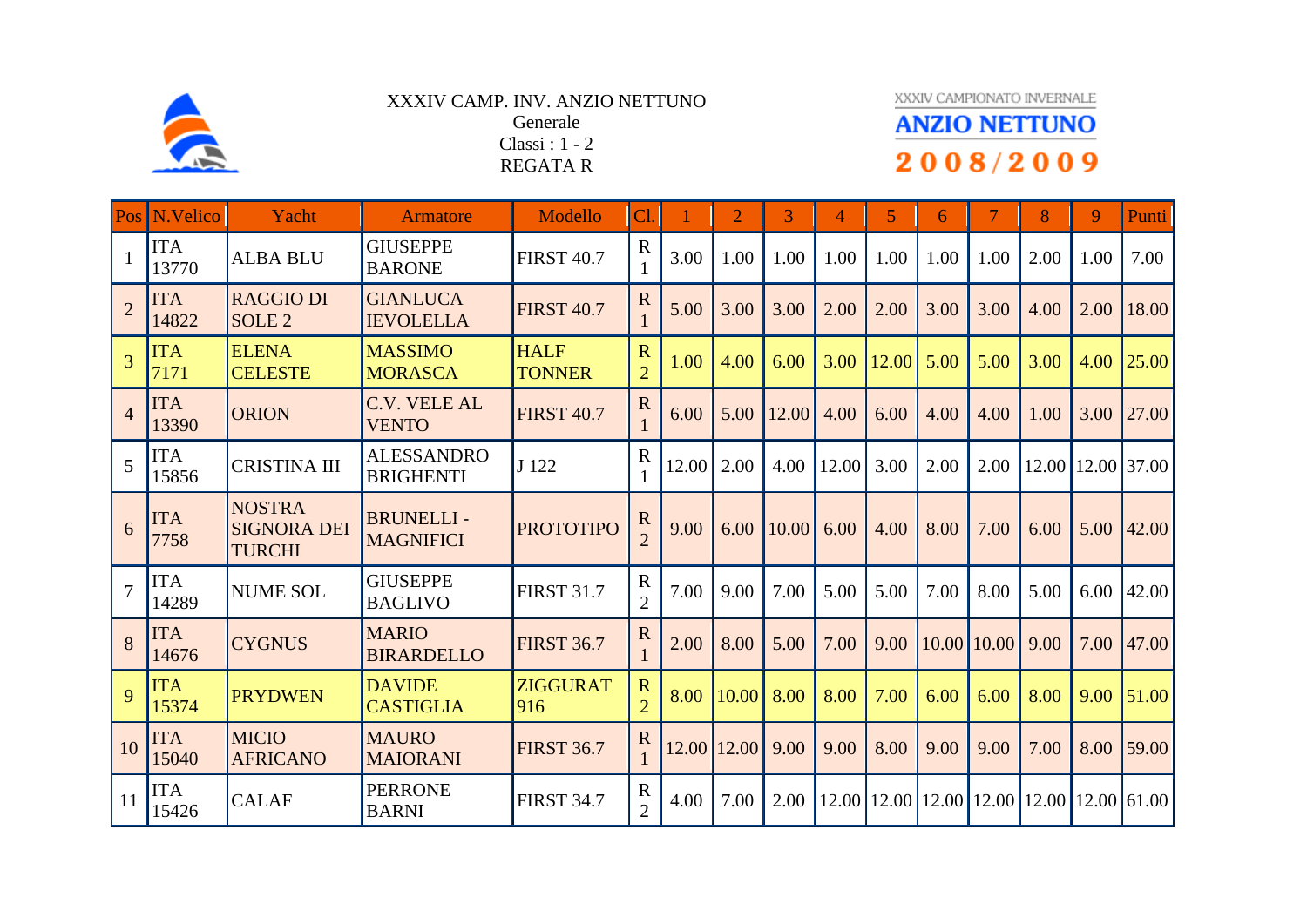XXXIV CAMP. INV. ANZIO NETTUNO
Generale
Classi : 1 - 2
REGATA R

XXXIV CAMPIONATO INVERNALE
ANZIO NETTUNO
2008/2009

| Pos | N.Velico | Yacht | Armatore | Modello | Cl. | 1 | 2 | 3 | 4 | 5 | 6 | 7 | 8 | 9 | Punti |
|---|---|---|---|---|---|---|---|---|---|---|---|---|---|---|---|
| 1 | ITA 13770 | ALBA BLU | GIUSEPPE BARONE | FIRST 40.7 | R 1 | 3.00 | 1.00 | 1.00 | 1.00 | 1.00 | 1.00 | 1.00 | 2.00 | 1.00 | 7.00 |
| 2 | ITA 14822 | RAGGIO DI SOLE 2 | GIANLUCA IEVOLELLA | FIRST 40.7 | R 1 | 5.00 | 3.00 | 3.00 | 2.00 | 2.00 | 3.00 | 3.00 | 4.00 | 2.00 | 18.00 |
| 3 | ITA 7171 | ELENA CELESTE | MASSIMO MORASCA | HALF TONNER | R 2 | 1.00 | 4.00 | 6.00 | 3.00 | 12.00 | 5.00 | 5.00 | 3.00 | 4.00 | 25.00 |
| 4 | ITA 13390 | ORION | C.V. VELE AL VENTO | FIRST 40.7 | R 1 | 6.00 | 5.00 | 12.00 | 4.00 | 6.00 | 4.00 | 4.00 | 1.00 | 3.00 | 27.00 |
| 5 | ITA 15856 | CRISTINA III | ALESSANDRO BRIGHENTI | J 122 | R 1 | 12.00 | 2.00 | 4.00 | 12.00 | 3.00 | 2.00 | 2.00 | 12.00 | 12.00 | 37.00 |
| 6 | ITA 7758 | NOSTRA SIGNORA DEI TURCHI | BRUNELLI - MAGNIFICI | PROTOTIPO | R 2 | 9.00 | 6.00 | 10.00 | 6.00 | 4.00 | 8.00 | 7.00 | 6.00 | 5.00 | 42.00 |
| 7 | ITA 14289 | NUME SOL | GIUSEPPE BAGLIVO | FIRST 31.7 | R 2 | 7.00 | 9.00 | 7.00 | 5.00 | 5.00 | 7.00 | 8.00 | 5.00 | 6.00 | 42.00 |
| 8 | ITA 14676 | CYGNUS | MARIO BIRARDELLO | FIRST 36.7 | R 1 | 2.00 | 8.00 | 5.00 | 7.00 | 9.00 | 10.00 | 10.00 | 9.00 | 7.00 | 47.00 |
| 9 | ITA 15374 | PRYDWEN | DAVIDE CASTIGLIA | ZIGGURAT 916 | R 2 | 8.00 | 10.00 | 8.00 | 8.00 | 7.00 | 6.00 | 6.00 | 8.00 | 9.00 | 51.00 |
| 10 | ITA 15040 | MICIO AFRICANO | MAURO MAIORANI | FIRST 36.7 | R 1 | 12.00 | 12.00 | 9.00 | 9.00 | 8.00 | 9.00 | 9.00 | 7.00 | 8.00 | 59.00 |
| 11 | ITA 15426 | CALAF | PERRONE BARNI | FIRST 34.7 | R 2 | 4.00 | 7.00 | 2.00 | 12.00 | 12.00 | 12.00 | 12.00 | 12.00 | 12.00 | 61.00 |